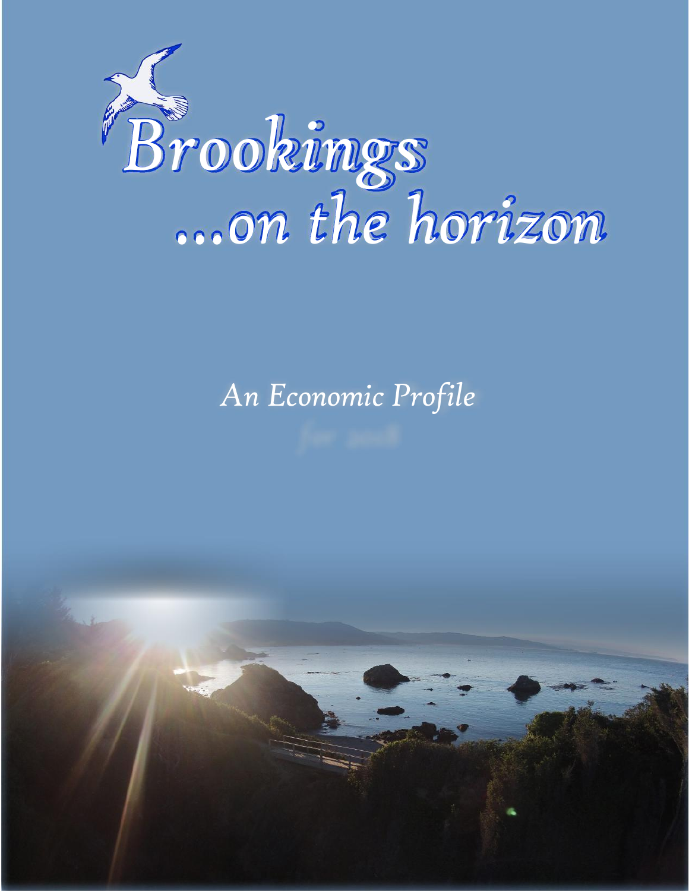# Brookings
## ...on the horizon

*An Economic Profile*

*for 2008*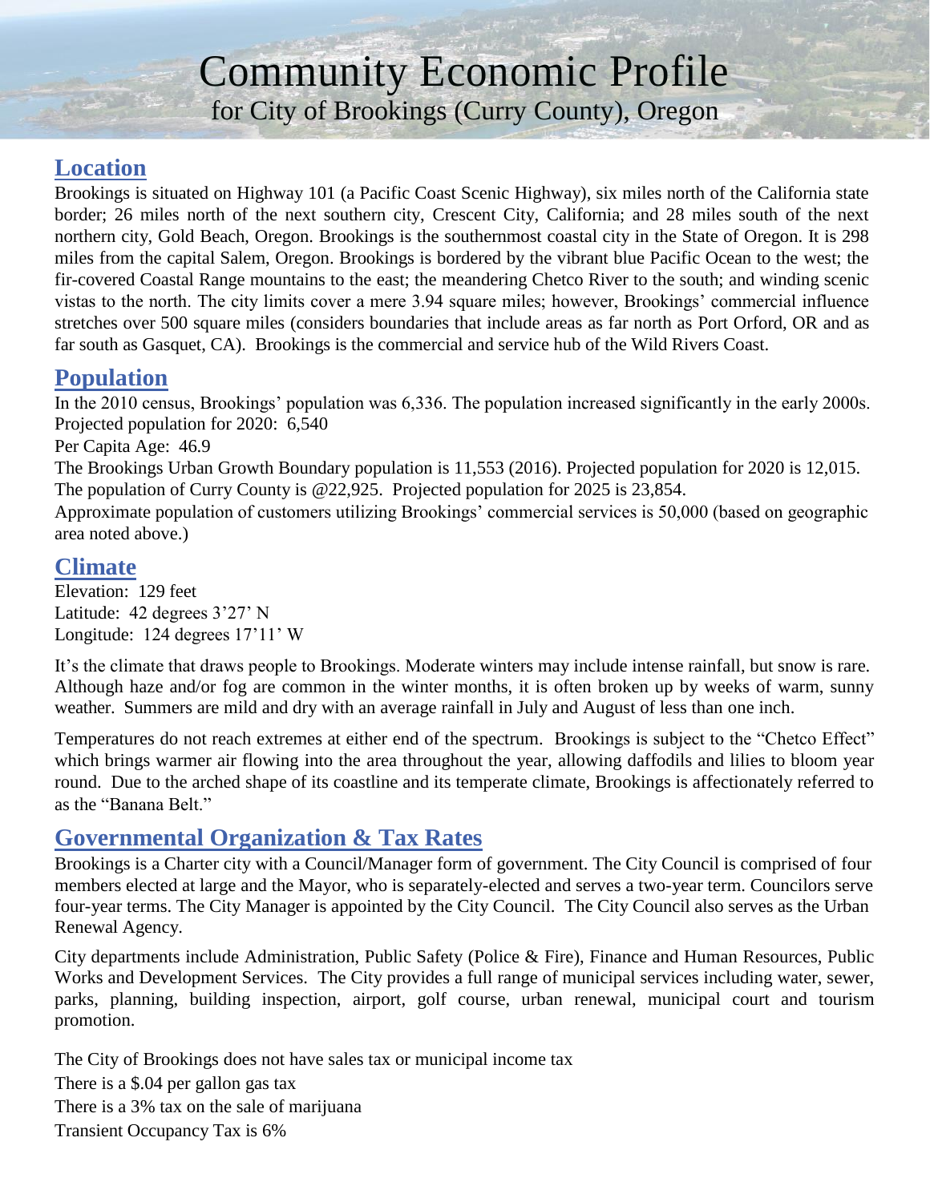# Community Economic Profile

for City of Brookings (Curry County), Oregon

## Location

Brookings is situated on Highway 101 (a Pacific Coast Scenic Highway), six miles north of the California state border; 26 miles north of the next southern city, Crescent City, California; and 28 miles south of the next northern city, Gold Beach, Oregon. Brookings is the southernmost coastal city in the State of Oregon. It is 298 miles from the capital Salem, Oregon. Brookings is bordered by the vibrant blue Pacific Ocean to the west; the fir-covered Coastal Range mountains to the east; the meandering Chetco River to the south; and winding scenic vistas to the north. The city limits cover a mere 3.94 square miles; however, Brookings' commercial influence stretches over 500 square miles (considers boundaries that include areas as far north as Port Orford, OR and as far south as Gasquet, CA). Brookings is the commercial and service hub of the Wild Rivers Coast.

## Population

In the 2010 census, Brookings' population was 6,336. The population increased significantly in the early 2000s.
Projected population for 2020: 6,540

Per Capita Age: 46.9

The Brookings Urban Growth Boundary population is 11,553 (2016). Projected population for 2020 is 12,015.
The population of Curry County is @22,925. Projected population for 2025 is 23,854.

Approximate population of customers utilizing Brookings' commercial services is 50,000 (based on geographic area noted above.)

## Climate

Elevation: 129 feet
Latitude: 42 degrees 3'27' N
Longitude: 124 degrees 17'11' W

It's the climate that draws people to Brookings. Moderate winters may include intense rainfall, but snow is rare. Although haze and/or fog are common in the winter months, it is often broken up by weeks of warm, sunny weather. Summers are mild and dry with an average rainfall in July and August of less than one inch.

Temperatures do not reach extremes at either end of the spectrum. Brookings is subject to the "Chetco Effect" which brings warmer air flowing into the area throughout the year, allowing daffodils and lilies to bloom year round. Due to the arched shape of its coastline and its temperate climate, Brookings is affectionately referred to as the "Banana Belt."

## Governmental Organization & Tax Rates

Brookings is a Charter city with a Council/Manager form of government. The City Council is comprised of four members elected at large and the Mayor, who is separately-elected and serves a two-year term. Councilors serve four-year terms. The City Manager is appointed by the City Council. The City Council also serves as the Urban Renewal Agency.

City departments include Administration, Public Safety (Police & Fire), Finance and Human Resources, Public Works and Development Services. The City provides a full range of municipal services including water, sewer, parks, planning, building inspection, airport, golf course, urban renewal, municipal court and tourism promotion.

The City of Brookings does not have sales tax or municipal income tax

There is a $.04 per gallon gas tax

There is a 3% tax on the sale of marijuana

Transient Occupancy Tax is 6%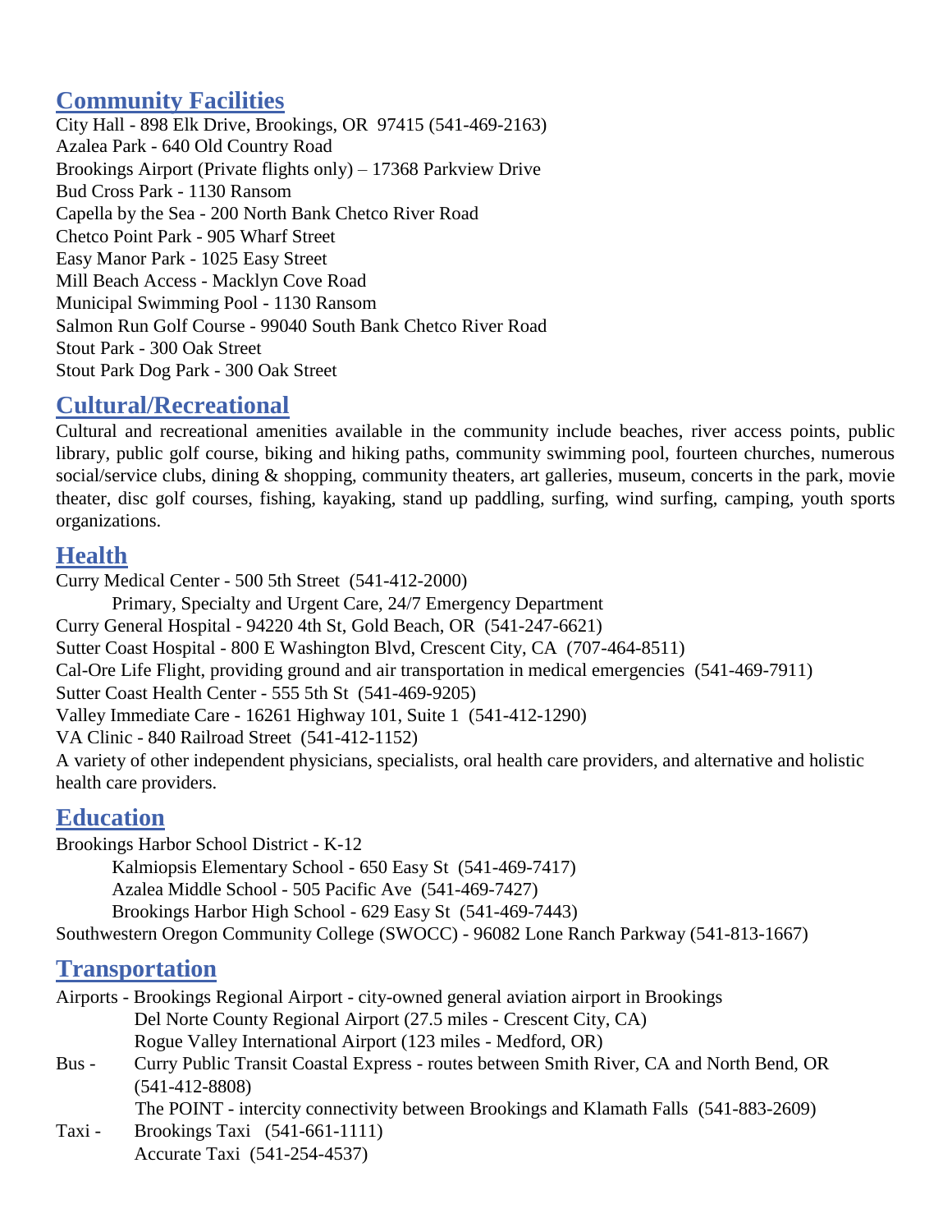## Community Facilities

City Hall - 898 Elk Drive, Brookings, OR 97415 (541-469-2163)
Azalea Park - 640 Old Country Road
Brookings Airport (Private flights only) – 17368 Parkview Drive
Bud Cross Park - 1130 Ransom
Capella by the Sea - 200 North Bank Chetco River Road
Chetco Point Park - 905 Wharf Street
Easy Manor Park - 1025 Easy Street
Mill Beach Access - Macklyn Cove Road
Municipal Swimming Pool - 1130 Ransom
Salmon Run Golf Course - 99040 South Bank Chetco River Road
Stout Park - 300 Oak Street
Stout Park Dog Park - 300 Oak Street

## Cultural/Recreational

Cultural and recreational amenities available in the community include beaches, river access points, public library, public golf course, biking and hiking paths, community swimming pool, fourteen churches, numerous social/service clubs, dining & shopping, community theaters, art galleries, museum, concerts in the park, movie theater, disc golf courses, fishing, kayaking, stand up paddling, surfing, wind surfing, camping, youth sports organizations.

## Health

Curry Medical Center - 500 5th Street (541-412-2000)
- Primary, Specialty and Urgent Care, 24/7 Emergency Department

Curry General Hospital - 94220 4th St, Gold Beach, OR (541-247-6621)
Sutter Coast Hospital - 800 E Washington Blvd, Crescent City, CA (707-464-8511)
Cal-Ore Life Flight, providing ground and air transportation in medical emergencies (541-469-7911)
Sutter Coast Health Center - 555 5th St (541-469-9205)
Valley Immediate Care - 16261 Highway 101, Suite 1 (541-412-1290)
VA Clinic - 840 Railroad Street (541-412-1152)
A variety of other independent physicians, specialists, oral health care providers, and alternative and holistic health care providers.

## Education

Brookings Harbor School District - K-12
- Kalmiopsis Elementary School - 650 Easy St (541-469-7417)
- Azalea Middle School - 505 Pacific Ave (541-469-7427)
- Brookings Harbor High School - 629 Easy St (541-469-7443)

Southwestern Oregon Community College (SWOCC) - 96082 Lone Ranch Parkway (541-813-1667)

## Transportation

Airports - Brookings Regional Airport - city-owned general aviation airport in Brookings
- Del Norte County Regional Airport (27.5 miles - Crescent City, CA)
- Rogue Valley International Airport (123 miles - Medford, OR)

Bus - Curry Public Transit Coastal Express - routes between Smith River, CA and North Bend, OR (541-412-8808)
- The POINT - intercity connectivity between Brookings and Klamath Falls (541-883-2609)

Taxi - Brookings Taxi (541-661-1111)
- Accurate Taxi (541-254-4537)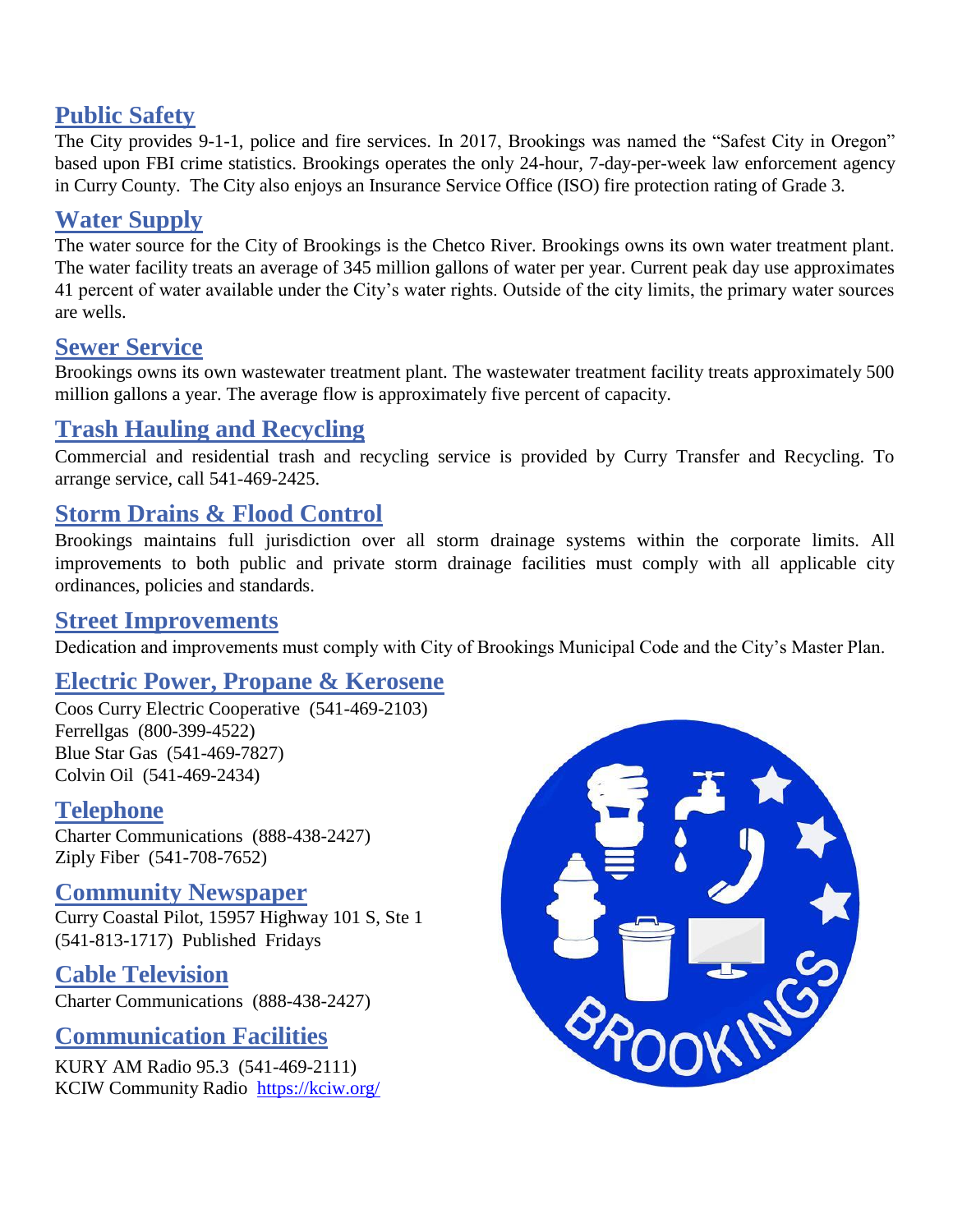## Public Safety

The City provides 9-1-1, police and fire services. In 2017, Brookings was named the "Safest City in Oregon" based upon FBI crime statistics. Brookings operates the only 24-hour, 7-day-per-week law enforcement agency in Curry County. The City also enjoys an Insurance Service Office (ISO) fire protection rating of Grade 3.

## Water Supply

The water source for the City of Brookings is the Chetco River. Brookings owns its own water treatment plant. The water facility treats an average of 345 million gallons of water per year. Current peak day use approximates 41 percent of water available under the City's water rights. Outside of the city limits, the primary water sources are wells.

## Sewer Service

Brookings owns its own wastewater treatment plant. The wastewater treatment facility treats approximately 500 million gallons a year. The average flow is approximately five percent of capacity.

## Trash Hauling and Recycling

Commercial and residential trash and recycling service is provided by Curry Transfer and Recycling. To arrange service, call 541-469-2425.

## Storm Drains & Flood Control

Brookings maintains full jurisdiction over all storm drainage systems within the corporate limits. All improvements to both public and private storm drainage facilities must comply with all applicable city ordinances, policies and standards.

## Street Improvements

Dedication and improvements must comply with City of Brookings Municipal Code and the City's Master Plan.

## Electric Power, Propane & Kerosene

Coos Curry Electric Cooperative (541-469-2103)
Ferrellgas (800-399-4522)
Blue Star Gas (541-469-7827)
Colvin Oil (541-469-2434)

## Telephone

Charter Communications (888-438-2427)
Ziply Fiber (541-708-7652)

## Community Newspaper

Curry Coastal Pilot, 15957 Highway 101 S, Ste 1
(541-813-1717) Published Fridays

## Cable Television

Charter Communications (888-438-2427)

## Communication Facilities

KURY AM Radio 95.3 (541-469-2111)
KCIW Community Radio https://kciw.org/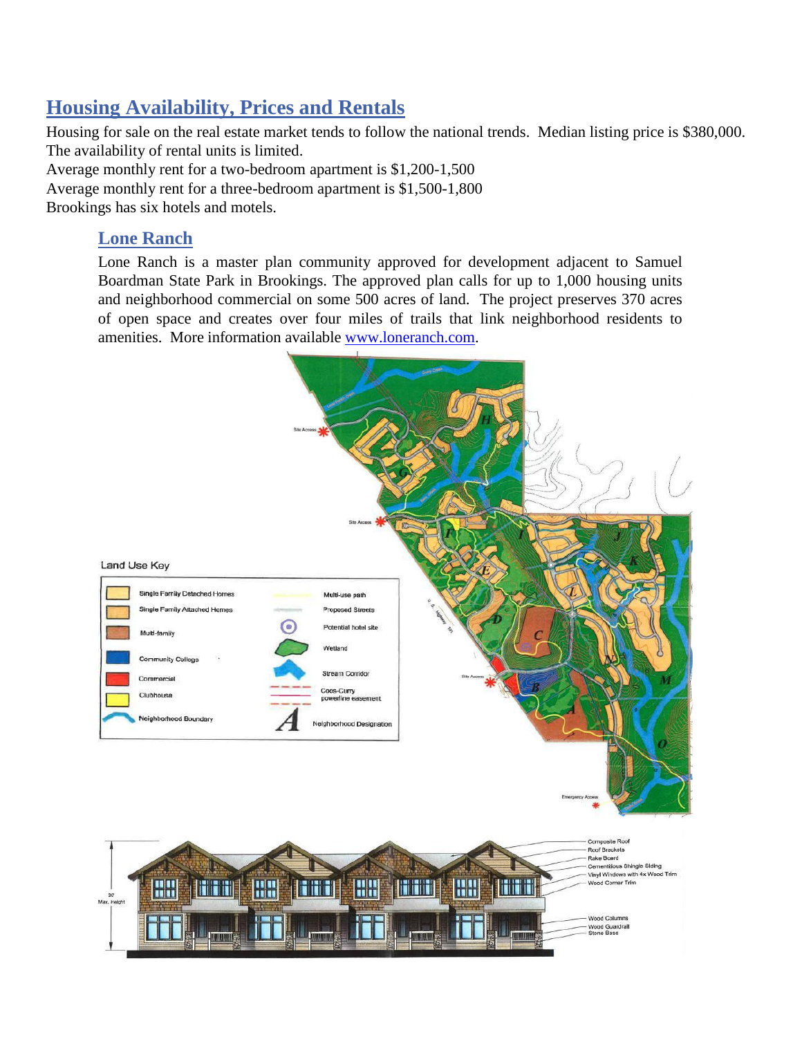## Housing Availability, Prices and Rentals

Housing for sale on the real estate market tends to follow the national trends. Median listing price is $380,000. The availability of rental units is limited.

Average monthly rent for a two-bedroom apartment is $1,200-1,500

Average monthly rent for a three-bedroom apartment is $1,500-1,800

Brookings has six hotels and motels.

### Lone Ranch

Lone Ranch is a master plan community approved for development adjacent to Samuel Boardman State Park in Brookings. The approved plan calls for up to 1,000 housing units and neighborhood commercial on some 500 acres of land. The project preserves 370 acres of open space and creates over four miles of trails that link neighborhood residents to amenities. More information available [www.loneranch.com](http://www.loneranch.com).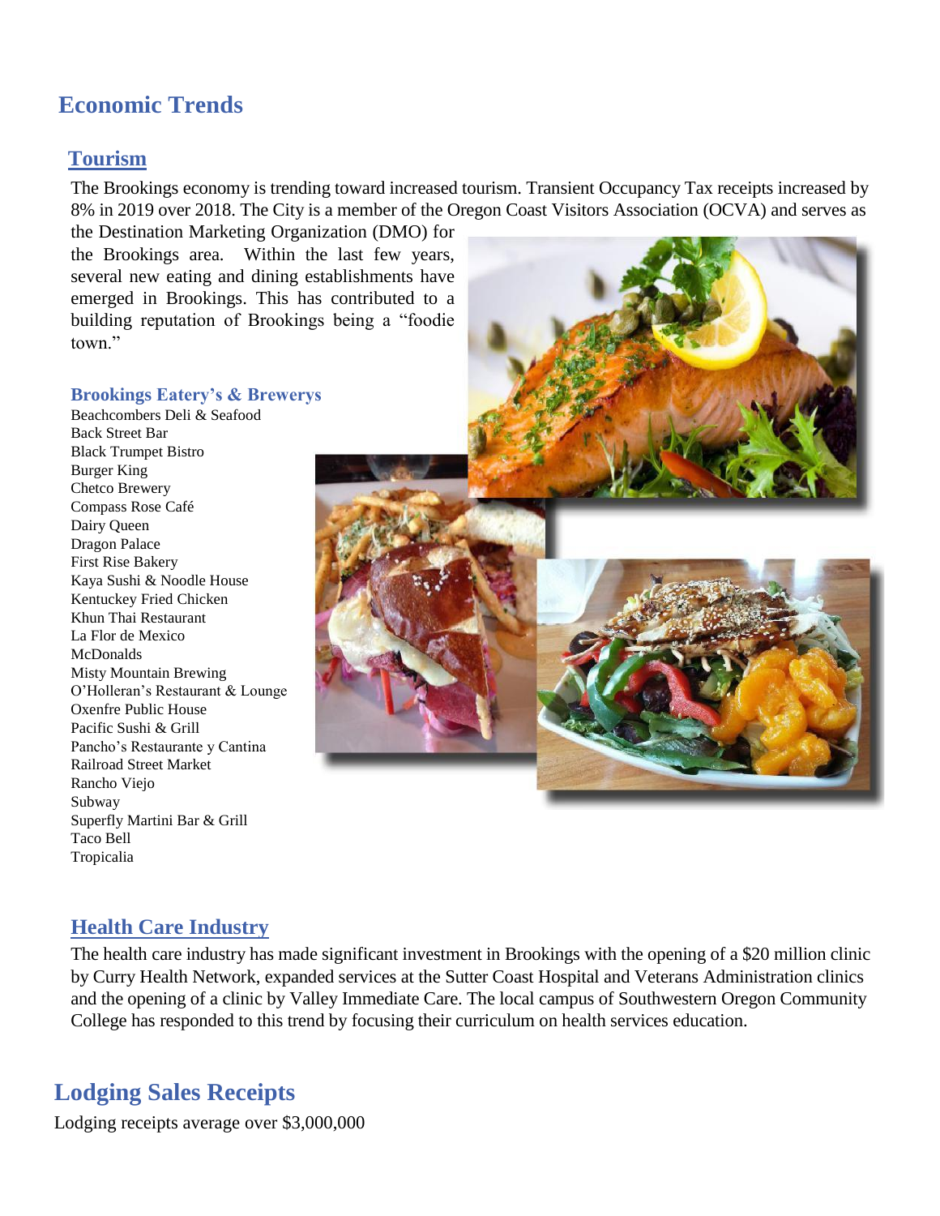# Economic Trends

## Tourism

The Brookings economy is trending toward increased tourism. Transient Occupancy Tax receipts increased by 8% in 2019 over 2018. The City is a member of the Oregon Coast Visitors Association (OCVA) and serves as the Destination Marketing Organization (DMO) for the Brookings area. Within the last few years, several new eating and dining establishments have emerged in Brookings. This has contributed to a building reputation of Brookings being a "foodie town."

### Brookings Eatery's & Brewerys

Beachcombers Deli & Seafood
Back Street Bar
Black Trumpet Bistro
Burger King
Chetco Brewery
Compass Rose Café
Dairy Queen
Dragon Palace
First Rise Bakery
Kaya Sushi & Noodle House
Kentuckey Fried Chicken
Khun Thai Restaurant
La Flor de Mexico
McDonalds
Misty Mountain Brewing
O'Holleran's Restaurant & Lounge
Oxenfre Public House
Pacific Sushi & Grill
Pancho's Restaurante y Cantina
Railroad Street Market
Rancho Viejo
Subway
Superfly Martini Bar & Grill
Taco Bell
Tropicalia

## Health Care Industry

The health care industry has made significant investment in Brookings with the opening of a $20 million clinic by Curry Health Network, expanded services at the Sutter Coast Hospital and Veterans Administration clinics and the opening of a clinic by Valley Immediate Care. The local campus of Southwestern Oregon Community College has responded to this trend by focusing their curriculum on health services education.

# Lodging Sales Receipts

Lodging receipts average over $3,000,000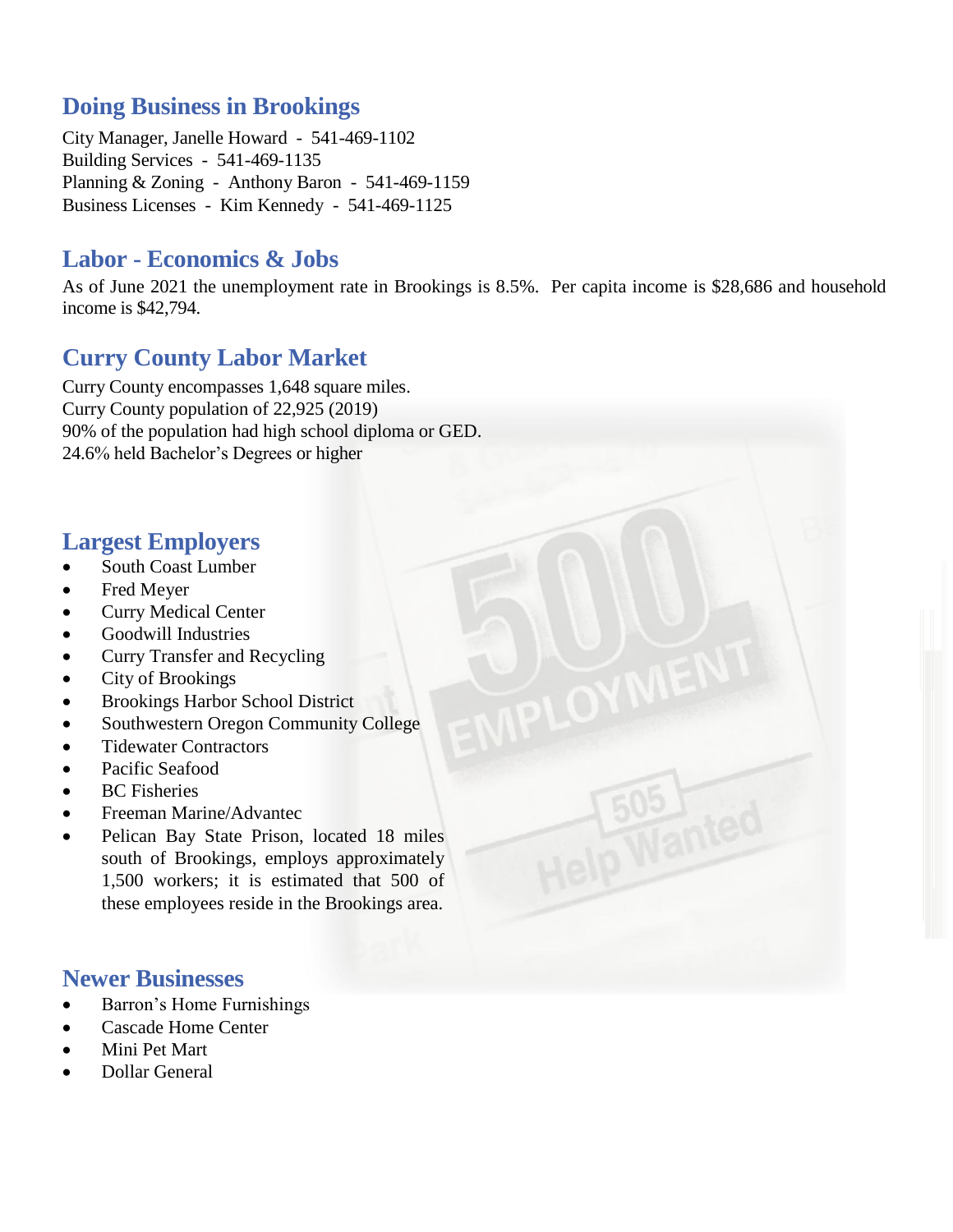## Doing Business in Brookings

City Manager, Janelle Howard - 541-469-1102
Building Services - 541-469-1135
Planning & Zoning - Anthony Baron - 541-469-1159
Business Licenses - Kim Kennedy - 541-469-1125

## Labor - Economics & Jobs

As of June 2021 the unemployment rate in Brookings is 8.5%. Per capita income is $28,686 and household income is $42,794.

## Curry County Labor Market

Curry County encompasses 1,648 square miles.
Curry County population of 22,925 (2019)
90% of the population had high school diploma or GED.
24.6% held Bachelor's Degrees or higher

## Largest Employers

- South Coast Lumber
- Fred Meyer
- Curry Medical Center
- Goodwill Industries
- Curry Transfer and Recycling
- City of Brookings
- Brookings Harbor School District
- Southwestern Oregon Community College
- Tidewater Contractors
- Pacific Seafood
- BC Fisheries
- Freeman Marine/Advantec
- Pelican Bay State Prison, located 18 miles south of Brookings, employs approximately 1,500 workers; it is estimated that 500 of these employees reside in the Brookings area.

## Newer Businesses

- Barron's Home Furnishings
- Cascade Home Center
- Mini Pet Mart
- Dollar General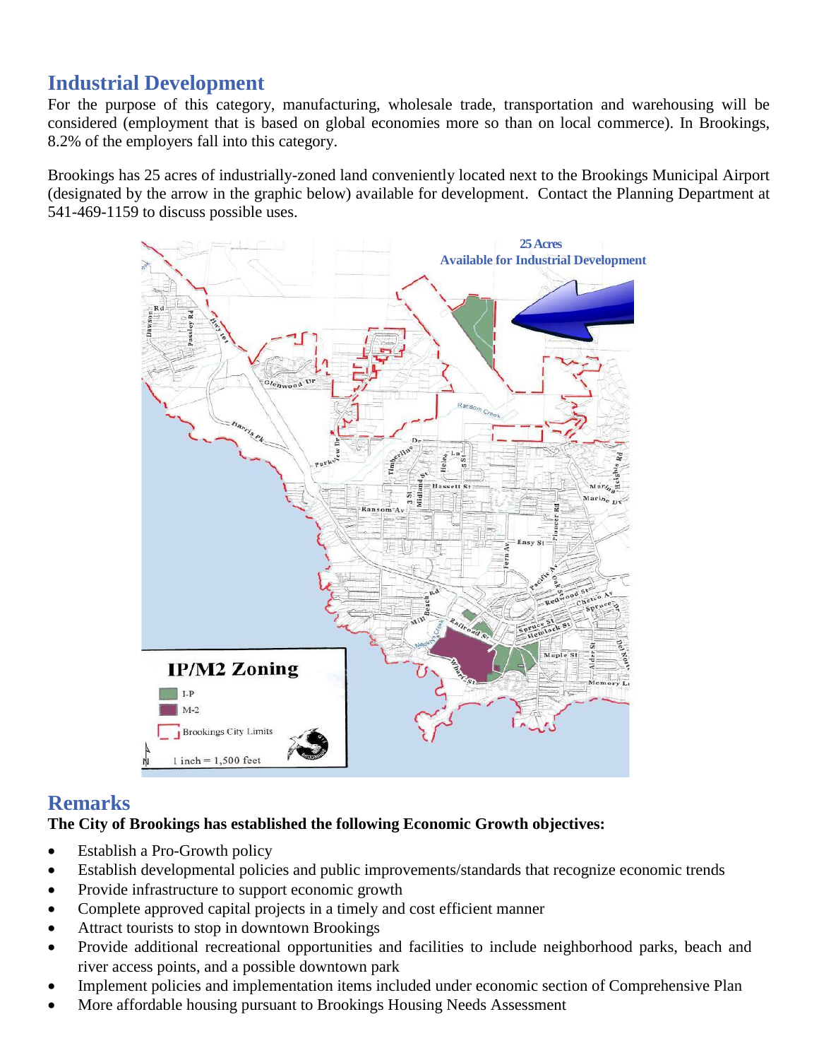## Industrial Development

For the purpose of this category, manufacturing, wholesale trade, transportation and warehousing will be considered (employment that is based on global economies more so than on local commerce). In Brookings, 8.2% of the employers fall into this category.

Brookings has 25 acres of industrially-zoned land conveniently located next to the Brookings Municipal Airport (designated by the arrow in the graphic below) available for development. Contact the Planning Department at 541-469-1159 to discuss possible uses.

25 Acres
Available for Industrial Development

IP/M2 Zoning
I-P
M-2
Brookings City Limits
1 inch = 1,500 feet

## Remarks

**The City of Brookings has established the following Economic Growth objectives:**

- Establish a Pro-Growth policy
- Establish developmental policies and public improvements/standards that recognize economic trends
- Provide infrastructure to support economic growth
- Complete approved capital projects in a timely and cost efficient manner
- Attract tourists to stop in downtown Brookings
- Provide additional recreational opportunities and facilities to include neighborhood parks, beach and river access points, and a possible downtown park
- Implement policies and implementation items included under economic section of Comprehensive Plan
- More affordable housing pursuant to Brookings Housing Needs Assessment